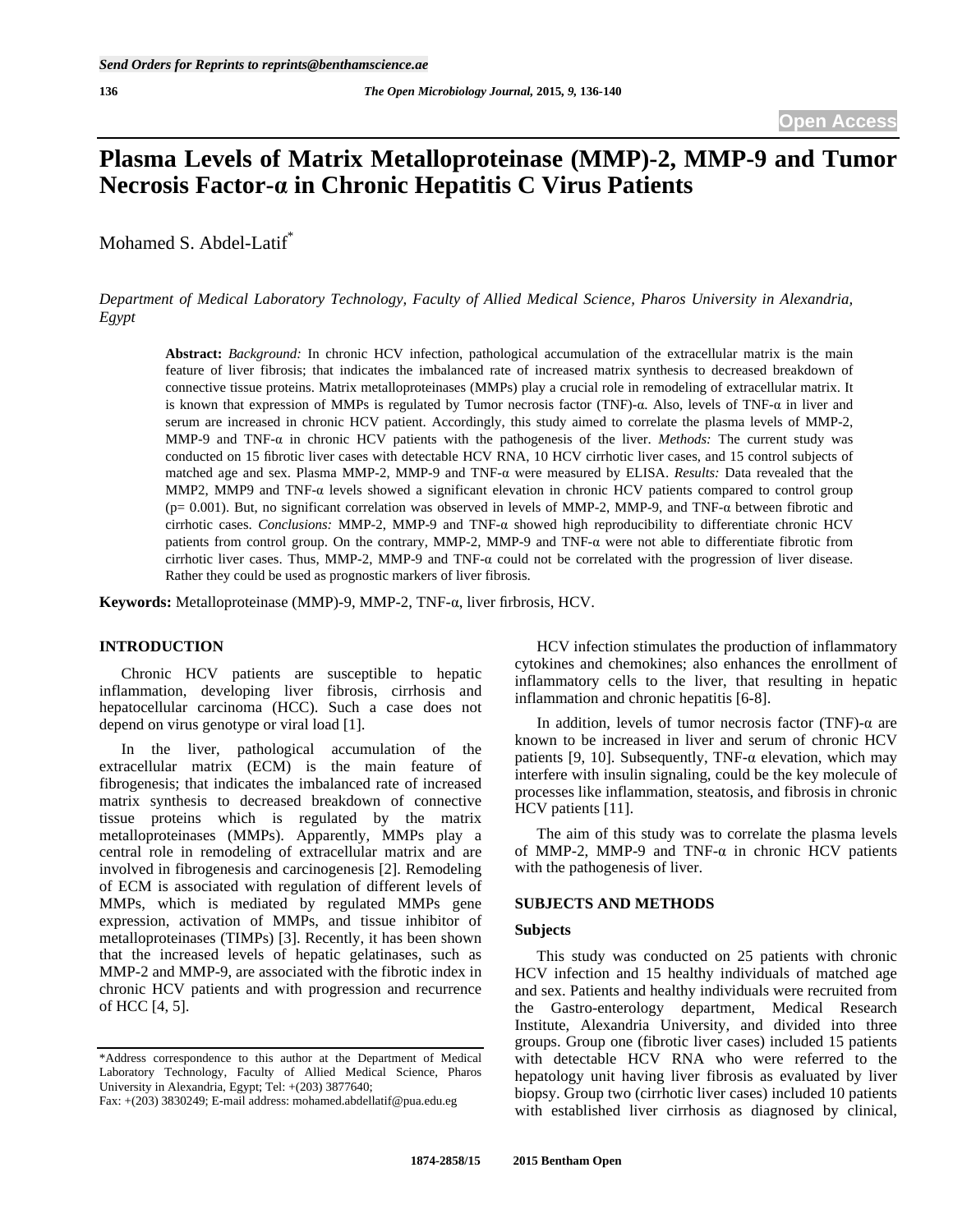# Plasma Levels of Matrix Metalloproteinase (MMP)-2, MMP-9 and Tumor Necrosis Factor-α in Chronic Hepatitis C Virus Patients

Mohamed S. Abdel-Latif*

*Department of Medical Laboratory Technology, Faculty of Allied Medical Science, Pharos University in Alexandria, Egypt*

**Abstract:** *Background:* In chronic HCV infection, pathological accumulation of the extracellular matrix is the main feature of liver fibrosis; that indicates the imbalanced rate of increased matrix synthesis to decreased breakdown of connective tissue proteins. Matrix metalloproteinases (MMPs) play a crucial role in remodeling of extracellular matrix. It is known that expression of MMPs is regulated by Tumor necrosis factor (TNF)-α. Also, levels of TNF-α in liver and serum are increased in chronic HCV patient. Accordingly, this study aimed to correlate the plasma levels of MMP-2, MMP-9 and TNF-α in chronic HCV patients with the pathogenesis of the liver. *Methods:* The current study was conducted on 15 fibrotic liver cases with detectable HCV RNA, 10 HCV cirrhotic liver cases, and 15 control subjects of matched age and sex. Plasma MMP-2, MMP-9 and TNF-α were measured by ELISA. *Results:* Data revealed that the MMP2, MMP9 and TNF-α levels showed a significant elevation in chronic HCV patients compared to control group (p= 0.001). But, no significant correlation was observed in levels of MMP-2, MMP-9, and TNF-α between fibrotic and cirrhotic cases. *Conclusions:* MMP-2, MMP-9 and TNF-α showed high reproducibility to differentiate chronic HCV patients from control group. On the contrary, MMP-2, MMP-9 and TNF-α were not able to differentiate fibrotic from cirrhotic liver cases. Thus, MMP-2, MMP-9 and TNF-α could not be correlated with the progression of liver disease. Rather they could be used as prognostic markers of liver fibrosis.

**Keywords:** Metalloproteinase (MMP)-9, MMP-2, TNF-α, liver firbrosis, HCV.

## INTRODUCTION

Chronic HCV patients are susceptible to hepatic inflammation, developing liver fibrosis, cirrhosis and hepatocellular carcinoma (HCC). Such a case does not depend on virus genotype or viral load [1].

In the liver, pathological accumulation of the extracellular matrix (ECM) is the main feature of fibrogenesis; that indicates the imbalanced rate of increased matrix synthesis to decreased breakdown of connective tissue proteins which is regulated by the matrix metalloproteinases (MMPs). Apparently, MMPs play a central role in remodeling of extracellular matrix and are involved in fibrogenesis and carcinogenesis [2]. Remodeling of ECM is associated with regulation of different levels of MMPs, which is mediated by regulated MMPs gene expression, activation of MMPs, and tissue inhibitor of metalloproteinases (TIMPs) [3]. Recently, it has been shown that the increased levels of hepatic gelatinases, such as MMP-2 and MMP-9, are associated with the fibrotic index in chronic HCV patients and with progression and recurrence of HCC [4, 5].

HCV infection stimulates the production of inflammatory cytokines and chemokines; also enhances the enrollment of inflammatory cells to the liver, that resulting in hepatic inflammation and chronic hepatitis [6-8].

In addition, levels of tumor necrosis factor (TNF)-α are known to be increased in liver and serum of chronic HCV patients [9, 10]. Subsequently, TNF-α elevation, which may interfere with insulin signaling, could be the key molecule of processes like inflammation, steatosis, and fibrosis in chronic HCV patients [11].

The aim of this study was to correlate the plasma levels of MMP-2, MMP-9 and TNF-α in chronic HCV patients with the pathogenesis of liver.

## SUBJECTS AND METHODS

### Subjects

This study was conducted on 25 patients with chronic HCV infection and 15 healthy individuals of matched age and sex. Patients and healthy individuals were recruited from the Gastro-enterology department, Medical Research Institute, Alexandria University, and divided into three groups. Group one (fibrotic liver cases) included 15 patients with detectable HCV RNA who were referred to the hepatology unit having liver fibrosis as evaluated by liver biopsy. Group two (cirrhotic liver cases) included 10 patients with established liver cirrhosis as diagnosed by clinical,

*Address correspondence to this author at the Department of Medical Laboratory Technology, Faculty of Allied Medical Science, Pharos University in Alexandria, Egypt; Tel: +(203) 3877640; Fax: +(203) 3830249; E-mail address: mohamed.abdellatif@pua.edu.eg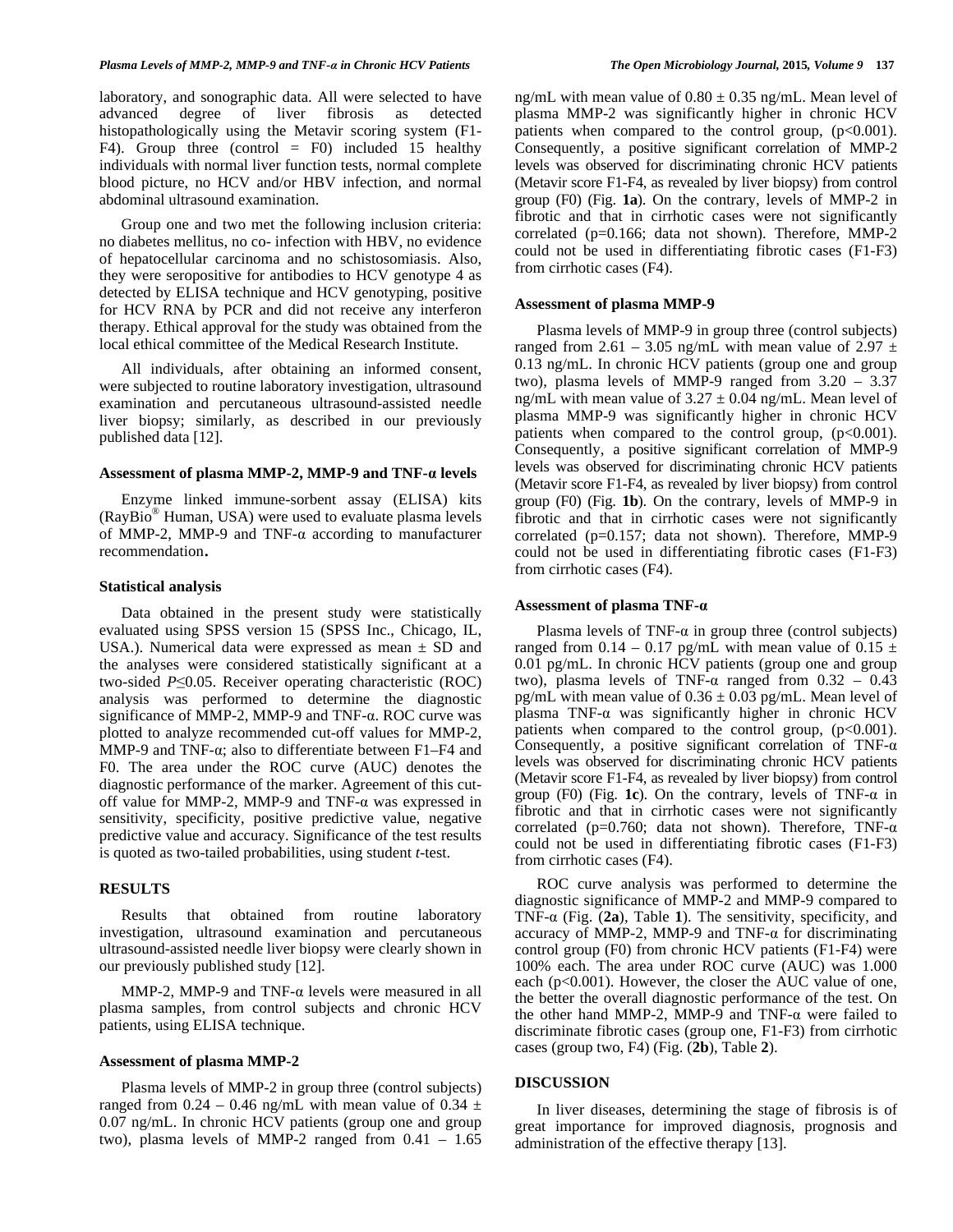laboratory, and sonographic data. All were selected to have advanced degree of liver fibrosis as detected histopathologically using the Metavir scoring system (F1-F4). Group three (control = F0) included 15 healthy individuals with normal liver function tests, normal complete blood picture, no HCV and/or HBV infection, and normal abdominal ultrasound examination.

Group one and two met the following inclusion criteria: no diabetes mellitus, no co- infection with HBV, no evidence of hepatocellular carcinoma and no schistosomiasis. Also, they were seropositive for antibodies to HCV genotype 4 as detected by ELISA technique and HCV genotyping, positive for HCV RNA by PCR and did not receive any interferon therapy. Ethical approval for the study was obtained from the local ethical committee of the Medical Research Institute.

All individuals, after obtaining an informed consent, were subjected to routine laboratory investigation, ultrasound examination and percutaneous ultrasound-assisted needle liver biopsy; similarly, as described in our previously published data [12].

### Assessment of plasma MMP-2, MMP-9 and TNF-α levels

Enzyme linked immune-sorbent assay (ELISA) kits (RayBio® Human, USA) were used to evaluate plasma levels of MMP-2, MMP-9 and TNF-α according to manufacturer recommendation.

### Statistical analysis

Data obtained in the present study were statistically evaluated using SPSS version 15 (SPSS Inc., Chicago, IL, USA.). Numerical data were expressed as mean ± SD and the analyses were considered statistically significant at a two-sided $P \leq 0.05$. Receiver operating characteristic (ROC) analysis was performed to determine the diagnostic significance of MMP-2, MMP-9 and TNF-α. ROC curve was plotted to analyze recommended cut-off values for MMP-2, MMP-9 and TNF-α; also to differentiate between F1–F4 and F0. The area under the ROC curve (AUC) denotes the diagnostic performance of the marker. Agreement of this cut-off value for MMP-2, MMP-9 and TNF-α was expressed in sensitivity, specificity, positive predictive value, negative predictive value and accuracy. Significance of the test results is quoted as two-tailed probabilities, using student *t*-test.

## RESULTS

Results that obtained from routine laboratory investigation, ultrasound examination and percutaneous ultrasound-assisted needle liver biopsy were clearly shown in our previously published study [12].

MMP-2, MMP-9 and TNF-α levels were measured in all plasma samples, from control subjects and chronic HCV patients, using ELISA technique.

### Assessment of plasma MMP-2

Plasma levels of MMP-2 in group three (control subjects) ranged from 0.24 – 0.46 ng/mL with mean value of 0.34 ± 0.07 ng/mL. In chronic HCV patients (group one and group two), plasma levels of MMP-2 ranged from 0.41 – 1.65 ng/mL with mean value of 0.80 ± 0.35 ng/mL. Mean level of plasma MMP-2 was significantly higher in chronic HCV patients when compared to the control group, ($p<0.001$). Consequently, a positive significant correlation of MMP-2 levels was observed for discriminating chronic HCV patients (Metavir score F1-F4, as revealed by liver biopsy) from control group (F0) (Fig. **1a**). On the contrary, levels of MMP-2 in fibrotic and that in cirrhotic cases were not significantly correlated ($p=0.166$; data not shown). Therefore, MMP-2 could not be used in differentiating fibrotic cases (F1-F3) from cirrhotic cases (F4).

### Assessment of plasma MMP-9

Plasma levels of MMP-9 in group three (control subjects) ranged from 2.61 – 3.05 ng/mL with mean value of 2.97 ± 0.13 ng/mL. In chronic HCV patients (group one and group two), plasma levels of MMP-9 ranged from 3.20 – 3.37 ng/mL with mean value of 3.27 ± 0.04 ng/mL. Mean level of plasma MMP-9 was significantly higher in chronic HCV patients when compared to the control group, ($p<0.001$). Consequently, a positive significant correlation of MMP-9 levels was observed for discriminating chronic HCV patients (Metavir score F1-F4, as revealed by liver biopsy) from control group (F0) (Fig. **1b**). On the contrary, levels of MMP-9 in fibrotic and that in cirrhotic cases were not significantly correlated ($p=0.157$; data not shown). Therefore, MMP-9 could not be used in differentiating fibrotic cases (F1-F3) from cirrhotic cases (F4).

### Assessment of plasma TNF-α

Plasma levels of TNF-α in group three (control subjects) ranged from 0.14 – 0.17 pg/mL with mean value of 0.15 ± 0.01 pg/mL. In chronic HCV patients (group one and group two), plasma levels of TNF-α ranged from 0.32 – 0.43 pg/mL with mean value of 0.36 ± 0.03 pg/mL. Mean level of plasma TNF-α was significantly higher in chronic HCV patients when compared to the control group, ($p<0.001$). Consequently, a positive significant correlation of TNF-α levels was observed for discriminating chronic HCV patients (Metavir score F1-F4, as revealed by liver biopsy) from control group (F0) (Fig. **1c**). On the contrary, levels of TNF-α in fibrotic and that in cirrhotic cases were not significantly correlated ($p=0.760$; data not shown). Therefore, TNF-α could not be used in differentiating fibrotic cases (F1-F3) from cirrhotic cases (F4).

ROC curve analysis was performed to determine the diagnostic significance of MMP-2 and MMP-9 compared to TNF-α (Fig. (**2a**), Table **1**). The sensitivity, specificity, and accuracy of MMP-2, MMP-9 and TNF-α for discriminating control group (F0) from chronic HCV patients (F1-F4) were 100% each. The area under ROC curve (AUC) was 1.000 each ($p<0.001$). However, the closer the AUC value of one, the better the overall diagnostic performance of the test. On the other hand MMP-2, MMP-9 and TNF-α were failed to discriminate fibrotic cases (group one, F1-F3) from cirrhotic cases (group two, F4) (Fig. (**2b**), Table **2**).

## DISCUSSION

In liver diseases, determining the stage of fibrosis is of great importance for improved diagnosis, prognosis and administration of the effective therapy [13].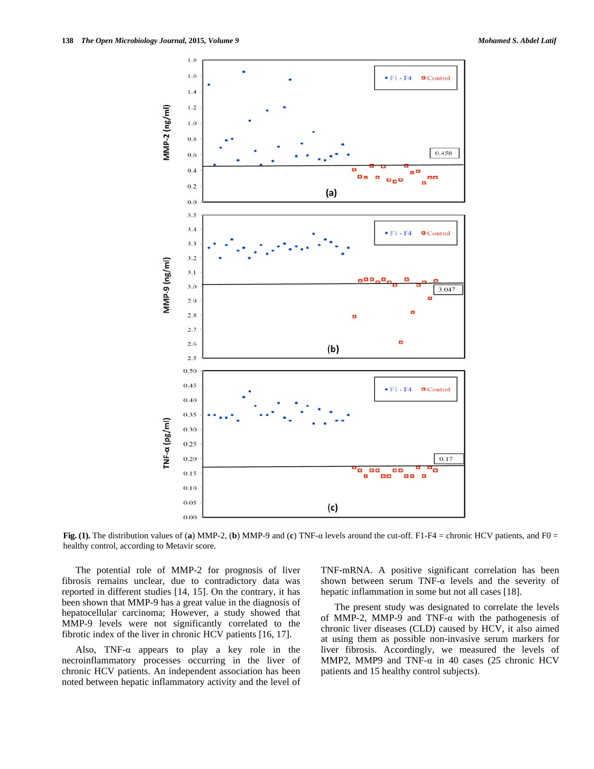**Fig. (1).** The distribution values of (**a**) MMP-2, (**b**) MMP-9 and (**c**) TNF-α levels around the cut-off. F1-F4 = chronic HCV patients, and F0 = healthy control, according to Metavir score.

The potential role of MMP-2 for prognosis of liver fibrosis remains unclear, due to contradictory data was reported in different studies [14, 15]. On the contrary, it has been shown that MMP-9 has a great value in the diagnosis of hepatocellular carcinoma; However, a study showed that MMP-9 levels were not significantly correlated to the fibrotic index of the liver in chronic HCV patients [16, 17].

Also, TNF-α appears to play a key role in the necroinflammatory processes occurring in the liver of chronic HCV patients. An independent association has been noted between hepatic inflammatory activity and the level of TNF-mRNA. A positive significant correlation has been shown between serum TNF-α levels and the severity of hepatic inflammation in some but not all cases [18].

The present study was designated to correlate the levels of MMP-2, MMP-9 and TNF-α with the pathogenesis of chronic liver diseases (CLD) caused by HCV, it also aimed at using them as possible non-invasive serum markers for liver fibrosis. Accordingly, we measured the levels of MMP2, MMP9 and TNF-α in 40 cases (25 chronic HCV patients and 15 healthy control subjects).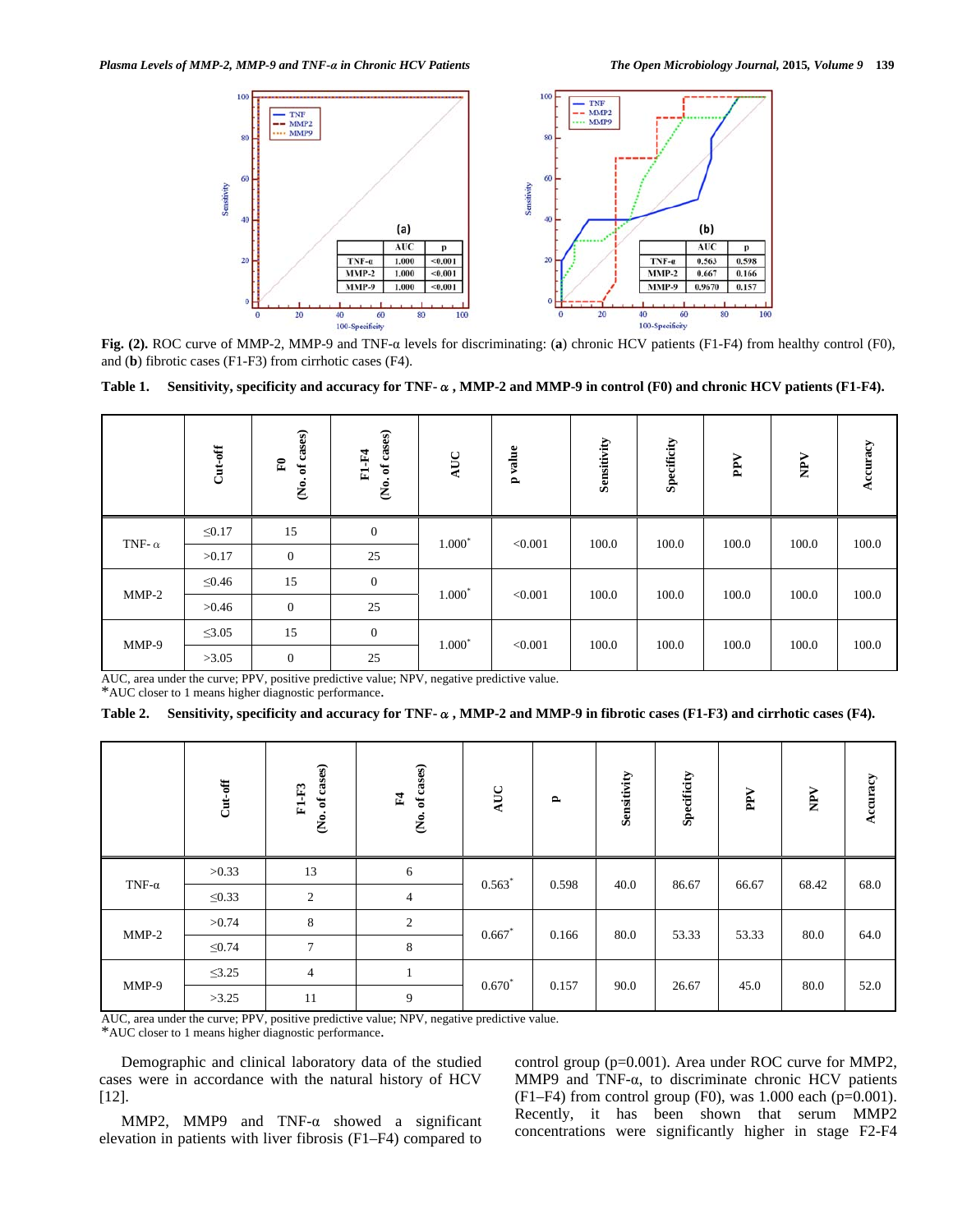**Fig. (2).** ROC curve of MMP-2, MMP-9 and TNF-α levels for discriminating: (**a**) chronic HCV patients (F1-F4) from healthy control (F0), and (**b**) fibrotic cases (F1-F3) from cirrhotic cases (F4).

**Table 1. Sensitivity, specificity and accuracy for TNF- α , MMP-2 and MMP-9 in control (F0) and chronic HCV patients (F1-F4).**

| | Cut-off | F0 (No. of cases) | F1-F4 (No. of cases) | AUC | p value | Sensitivity | Specificity | PPV | NPV | Accuracy |
|---|---|---|---|---|---|---|---|---|---|---|
| TNF- α | ≤0.17 | 15 | 0 | 1.000* | <0.001 | 100.0 | 100.0 | 100.0 | 100.0 | 100.0 |
| | >0.17 | 0 | 25 | | | | | | | |
| MMP-2 | ≤0.46 | 15 | 0 | 1.000* | <0.001 | 100.0 | 100.0 | 100.0 | 100.0 | 100.0 |
| | >0.46 | 0 | 25 | | | | | | | |
| MMP-9 | ≤3.05 | 15 | 0 | 1.000* | <0.001 | 100.0 | 100.0 | 100.0 | 100.0 | 100.0 |
| | >3.05 | 0 | 25 | | | | | | | |

AUC, area under the curve; PPV, positive predictive value; NPV, negative predictive value.
*AUC closer to 1 means higher diagnostic performance.

**Table 2. Sensitivity, specificity and accuracy for TNF- α , MMP-2 and MMP-9 in fibrotic cases (F1-F3) and cirrhotic cases (F4).**

| | Cut-off | F1-F3 (No. of cases) | F4 (No. of cases) | AUC | p | Sensitivity | Specificity | PPV | NPV | Accuracy |
|---|---|---|---|---|---|---|---|---|---|---|
| TNF-α | >0.33 | 13 | 6 | 0.563* | 0.598 | 40.0 | 86.67 | 66.67 | 68.42 | 68.0 |
| | ≤0.33 | 2 | 4 | | | | | | | |
| MMP-2 | >0.74 | 8 | 2 | 0.667* | 0.166 | 80.0 | 53.33 | 53.33 | 80.0 | 64.0 |
| | ≤0.74 | 7 | 8 | | | | | | | |
| MMP-9 | ≤3.25 | 4 | 1 | 0.670* | 0.157 | 90.0 | 26.67 | 45.0 | 80.0 | 52.0 |
| | >3.25 | 11 | 9 | | | | | | | |

AUC, area under the curve; PPV, positive predictive value; NPV, negative predictive value.
*AUC closer to 1 means higher diagnostic performance.

Demographic and clinical laboratory data of the studied cases were in accordance with the natural history of HCV [12].

MMP2, MMP9 and TNF-α showed a significant elevation in patients with liver fibrosis (F1–F4) compared to control group (p=0.001). Area under ROC curve for MMP2, MMP9 and TNF-α, to discriminate chronic HCV patients (F1–F4) from control group (F0), was 1.000 each (p=0.001). Recently, it has been shown that serum MMP2 concentrations were significantly higher in stage F2-F4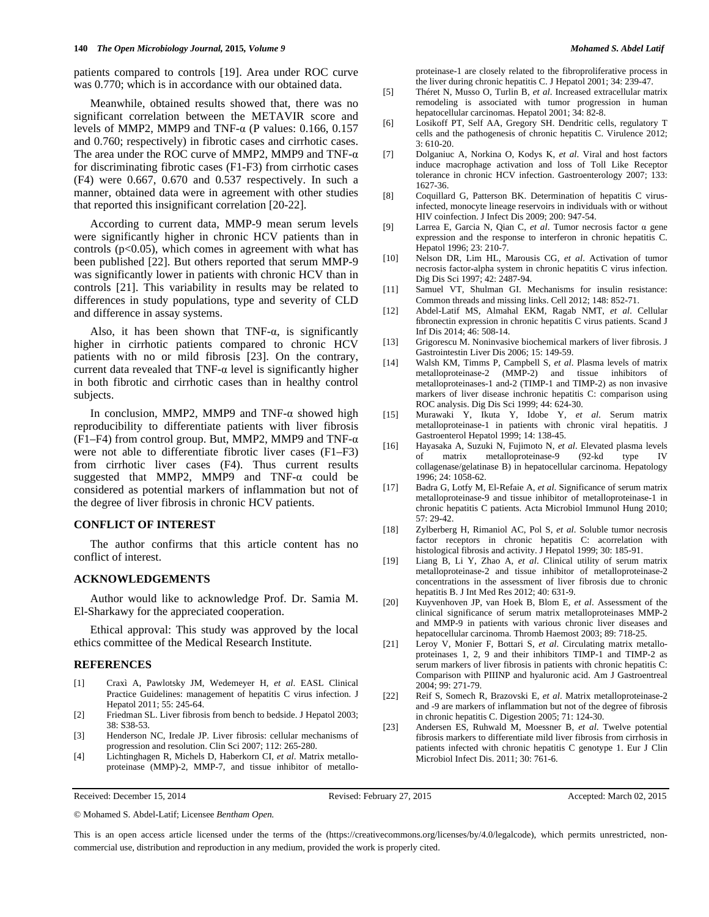patients compared to controls [19]. Area under ROC curve was 0.770; which is in accordance with our obtained data.

Meanwhile, obtained results showed that, there was no significant correlation between the METAVIR score and levels of MMP2, MMP9 and TNF-α (P values: 0.166, 0.157 and 0.760; respectively) in fibrotic cases and cirrhotic cases. The area under the ROC curve of MMP2, MMP9 and TNF-α for discriminating fibrotic cases (F1-F3) from cirrhotic cases (F4) were 0.667, 0.670 and 0.537 respectively. In such a manner, obtained data were in agreement with other studies that reported this insignificant correlation [20-22].

According to current data, MMP-9 mean serum levels were significantly higher in chronic HCV patients than in controls ($p<0.05$), which comes in agreement with what has been published [22]. But others reported that serum MMP-9 was significantly lower in patients with chronic HCV than in controls [21]. This variability in results may be related to differences in study populations, type and severity of CLD and difference in assay systems.

Also, it has been shown that TNF-α, is significantly higher in cirrhotic patients compared to chronic HCV patients with no or mild fibrosis [23]. On the contrary, current data revealed that TNF-α level is significantly higher in both fibrotic and cirrhotic cases than in healthy control subjects.

In conclusion, MMP2, MMP9 and TNF-α showed high reproducibility to differentiate patients with liver fibrosis (F1–F4) from control group. But, MMP2, MMP9 and TNF-α were not able to differentiate fibrotic liver cases (F1–F3) from cirrhotic liver cases (F4). Thus current results suggested that MMP2, MMP9 and TNF-α could be considered as potential markers of inflammation but not of the degree of liver fibrosis in chronic HCV patients.

## CONFLICT OF INTEREST

The author confirms that this article content has no conflict of interest.

## ACKNOWLEDGEMENTS

Author would like to acknowledge Prof. Dr. Samia M. El-Sharkawy for the appreciated cooperation.

Ethical approval: This study was approved by the local ethics committee of the Medical Research Institute.

## REFERENCES

[1] Craxì A, Pawlotsky JM, Wedemeyer H, *et al*. EASL Clinical Practice Guidelines: management of hepatitis C virus infection. J Hepatol 2011; 55: 245-64.

[2] Friedman SL. Liver fibrosis from bench to bedside. J Hepatol 2003; 38: S38-53.

[3] Henderson NC, Iredale JP. Liver fibrosis: cellular mechanisms of progression and resolution. Clin Sci 2007; 112: 265-280.

[4] Lichtinghagen R, Michels D, Haberkorn CI, *et al*. Matrix metalloproteinase (MMP)-2, MMP-7, and tissue inhibitor of metalloproteinase-1 are closely related to the fibroproliferative process in the liver during chronic hepatitis C. J Hepatol 2001; 34: 239-47.

[5] Théret N, Musso O, Turlin B, *et al*. Increased extracellular matrix remodeling is associated with tumor progression in human hepatocellular carcinomas. Hepatol 2001; 34: 82-8.

[6] Losikoff PT, Self AA, Gregory SH. Dendritic cells, regulatory T cells and the pathogenesis of chronic hepatitis C. Virulence 2012; 3: 610-20.

[7] Dolganiuc A, Norkina O, Kodys K, *et al*. Viral and host factors induce macrophage activation and loss of Toll Like Receptor tolerance in chronic HCV infection. Gastroenterology 2007; 133: 1627-36.

[8] Coquillard G, Patterson BK. Determination of hepatitis C virus-infected, monocyte lineage reservoirs in individuals with or without HIV coinfection. J Infect Dis 2009; 200: 947-54.

[9] Larrea E, Garcia N, Qian C, *et al*. Tumor necrosis factor α gene expression and the response to interferon in chronic hepatitis C. Hepatol 1996; 23: 210-7.

[10] Nelson DR, Lim HL, Marousis CG, *et al*. Activation of tumor necrosis factor-alpha system in chronic hepatitis C virus infection. Dig Dis Sci 1997; 42: 2487-94.

[11] Samuel VT, Shulman GI. Mechanisms for insulin resistance: Common threads and missing links. Cell 2012; 148: 852-71.

[12] Abdel-Latif MS, Almahal EKM, Ragab NMT, *et al*. Cellular fibronectin expression in chronic hepatitis C virus patients. Scand J Inf Dis 2014; 46: 508-14.

[13] Grigorescu M. Noninvasive biochemical markers of liver fibrosis. J Gastrointestin Liver Dis 2006; 15: 149-59.

[14] Walsh KM, Timms P, Campbell S, *et al*. Plasma levels of matrix metalloproteinase-2 (MMP-2) and tissue inhibitors of metalloproteinases-1 and-2 (TIMP-1 and TIMP-2) as non invasive markers of liver disease inchronic hepatitis C: comparison using ROC analysis. Dig Dis Sci 1999; 44: 624-30.

[15] Murawaki Y, Ikuta Y, Idobe Y, *et al*. Serum matrix metalloproteinase-1 in patients with chronic viral hepatitis. J Gastroenterol Hepatol 1999; 14: 138-45.

[16] Hayasaka A, Suzuki N, Fujimoto N, *et al*. Elevated plasma levels of matrix metalloproteinase-9 (92-kd type IV collagenase/gelatinase B) in hepatocellular carcinoma. Hepatology 1996; 24: 1058-62.

[17] Badra G, Lotfy M, El-Refaie A, *et al*. Significance of serum matrix metalloproteinase-9 and tissue inhibitor of metalloproteinase-1 in chronic hepatitis C patients. Acta Microbiol Immunol Hung 2010; 57: 29-42.

[18] Zylberberg H, Rimaniol AC, Pol S, *et al*. Soluble tumor necrosis factor receptors in chronic hepatitis C: acorrelation with histological fibrosis and activity. J Hepatol 1999; 30: 185-91.

[19] Liang B, Li Y, Zhao A, *et al*. Clinical utility of serum matrix metalloproteinase-2 and tissue inhibitor of metalloproteinase-2 concentrations in the assessment of liver fibrosis due to chronic hepatitis B. J Int Med Res 2012; 40: 631-9.

[20] Kuyvenhoven JP, van Hoek B, Blom E, *et al*. Assessment of the clinical significance of serum matrix metalloproteinases MMP-2 and MMP-9 in patients with various chronic liver diseases and hepatocellular carcinoma. Thromb Haemost 2003; 89: 718-25.

[21] Leroy V, Monier F, Bottari S, *et al*. Circulating matrix metalloproteinases 1, 2, 9 and their inhibitors TIMP-1 and TIMP-2 as serum markers of liver fibrosis in patients with chronic hepatitis C: Comparison with PIIINP and hyaluronic acid. Am J Gastroentreal 2004; 99: 271-79.

[22] Reif S, Somech R, Brazovski E, *et al*. Matrix metalloproteinase-2 and -9 are markers of inflammation but not of the degree of fibrosis in chronic hepatitis C. Digestion 2005; 71: 124-30.

[23] Andersen ES, Ruhwald M, Moessner B, *et al*. Twelve potential fibrosis markers to differentiate mild liver fibrosis from cirrhosis in patients infected with chronic hepatitis C genotype 1. Eur J Clin Microbiol Infect Dis. 2011; 30: 761-6.

Received: December 15, 2014 Revised: February 27, 2015 Accepted: March 02, 2015

© Mohamed S. Abdel-Latif; Licensee *Bentham Open.*

This is an open access article licensed under the terms of the (https://creativecommons.org/licenses/by/4.0/legalcode), which permits unrestricted, non-commercial use, distribution and reproduction in any medium, provided the work is properly cited.